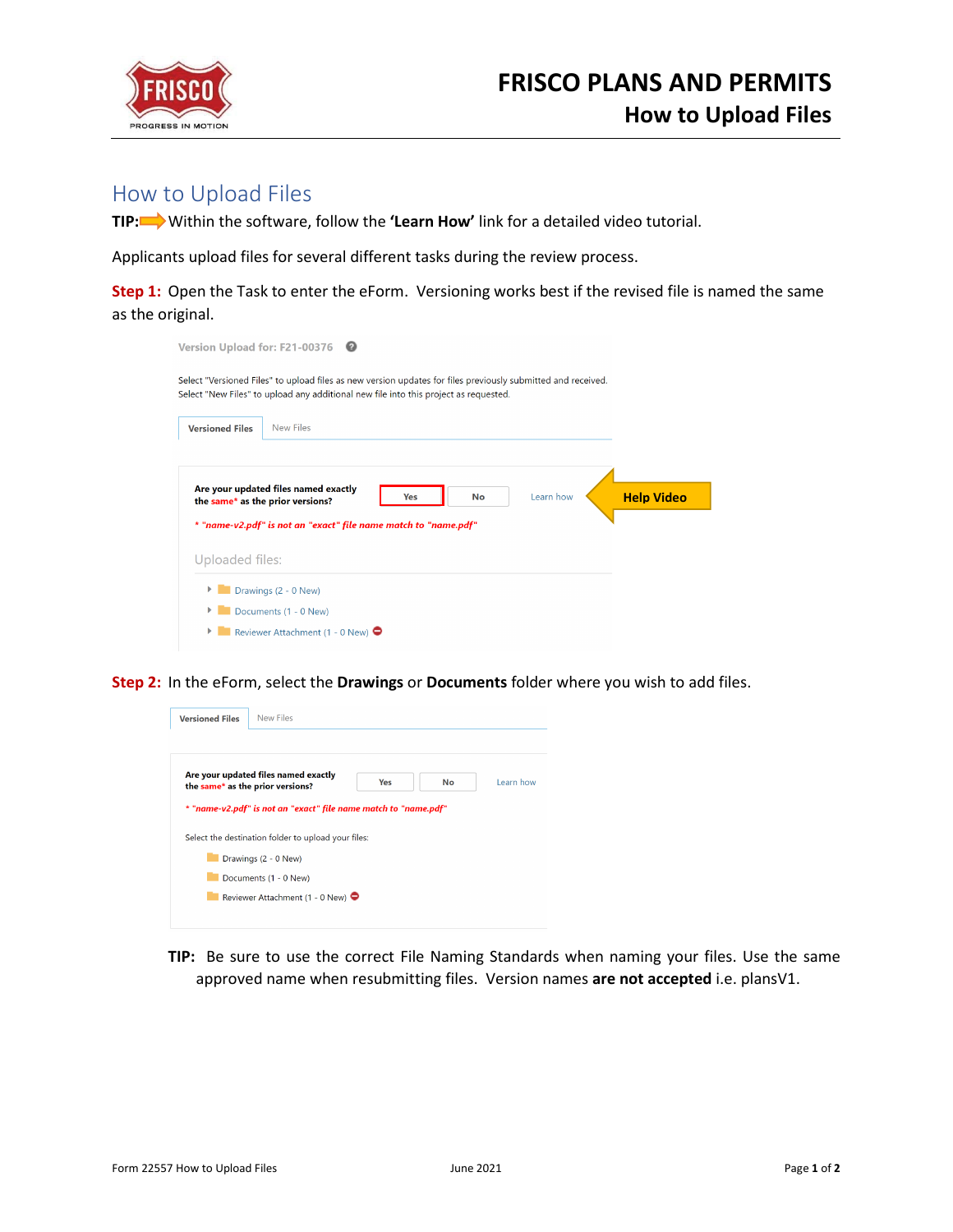# FRISCO PLANS AND PERMITS
## How to Upload Files

## How to Upload Files

**TIP:** Within the software, follow the **'Learn How'** link for a detailed video tutorial.

Applicants upload files for several different tasks during the review process.

**Step 1:** Open the Task to enter the eForm. Versioning works best if the revised file is named the same as the original.

Version Upload for: F21-00376

Select "Versioned Files" to upload files as new version updates for files previously submitted and received.
Select "New Files" to upload any additional new file into this project as requested.

Versioned Files | New Files

**Are your updated files named exactly the same\* as the prior versions?** Yes | No | Learn how — **Help Video**

*\* "name-v2.pdf" is not an "exact" file name match to "name.pdf"*

Uploaded files:

- Drawings (2 - 0 New)
- Documents (1 - 0 New)
- Reviewer Attachment (1 - 0 New)

**Step 2:** In the eForm, select the **Drawings** or **Documents** folder where you wish to add files.

Versioned Files | New Files

**Are your updated files named exactly the same\* as the prior versions?** Yes | No | Learn how

*\* "name-v2.pdf" is not an "exact" file name match to "name.pdf"*

Select the destination folder to upload your files:

- Drawings (2 - 0 New)
- Documents (1 - 0 New)
- Reviewer Attachment (1 - 0 New)

**TIP:** Be sure to use the correct File Naming Standards when naming your files. Use the same approved name when resubmitting files. Version names **are not accepted** i.e. plansV1.

Form 22557 How to Upload Files June 2021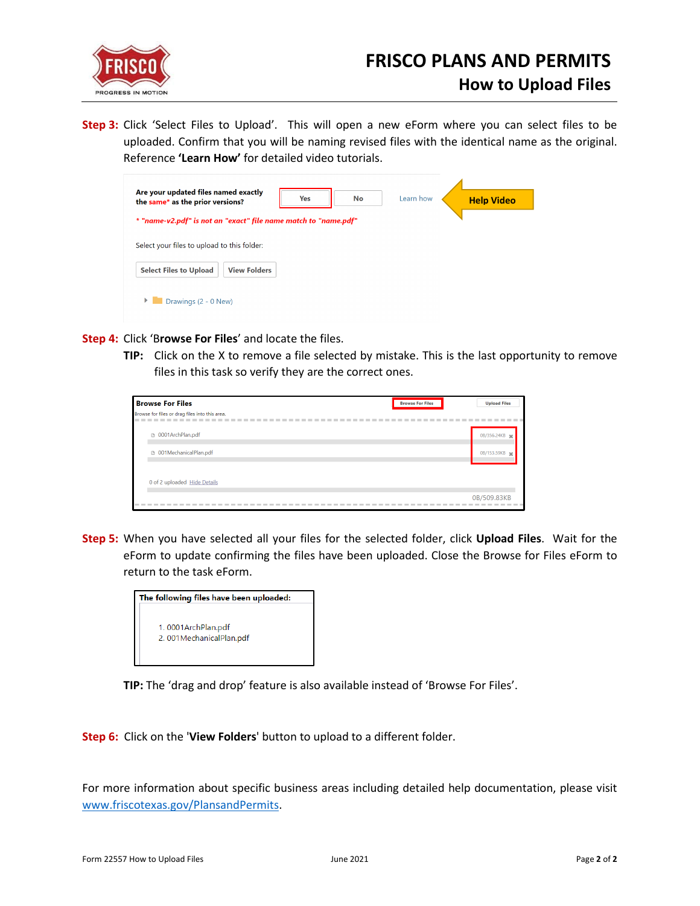**Step 3:** Click 'Select Files to Upload'. This will open a new eForm where you can select files to be uploaded. Confirm that you will be naming revised files with the identical name as the original. Reference **'Learn How'** for detailed video tutorials.

**Are your updated files named exactly the same* as the prior versions?** Yes No Learn how

**Help Video**

*\* "name-v2.pdf" is not an "exact" file name match to "name.pdf"*

Select your files to upload to this folder:

Select Files to Upload View Folders

Drawings (2 - 0 New)

**Step 4:** Click '**Browse For Files**' and locate the files.

**TIP:** Click on the X to remove a file selected by mistake. This is the last opportunity to remove files in this task so verify they are the correct ones.

**Browse For Files** Browse For Files Upload Files

Browse for files or drag files into this area.

0001ArchPlan.pdf 0B/356.24KB

001MechanicalPlan.pdf 0B/153.59KB

0 of 2 uploaded Hide Details

0B/509.83KB

**Step 5:** When you have selected all your files for the selected folder, click **Upload Files**. Wait for the eForm to update confirming the files have been uploaded. Close the Browse for Files eForm to return to the task eForm.

**The following files have been uploaded:**

1. 0001ArchPlan.pdf
2. 001MechanicalPlan.pdf

**TIP:** The 'drag and drop' feature is also available instead of 'Browse For Files'.

**Step 6:** Click on the '**View Folders**' button to upload to a different folder.

For more information about specific business areas including detailed help documentation, please visit [www.friscotexas.gov/PlansandPermits](www.friscotexas.gov/PlansandPermits).

Form 22557 How to Upload Files June 2021